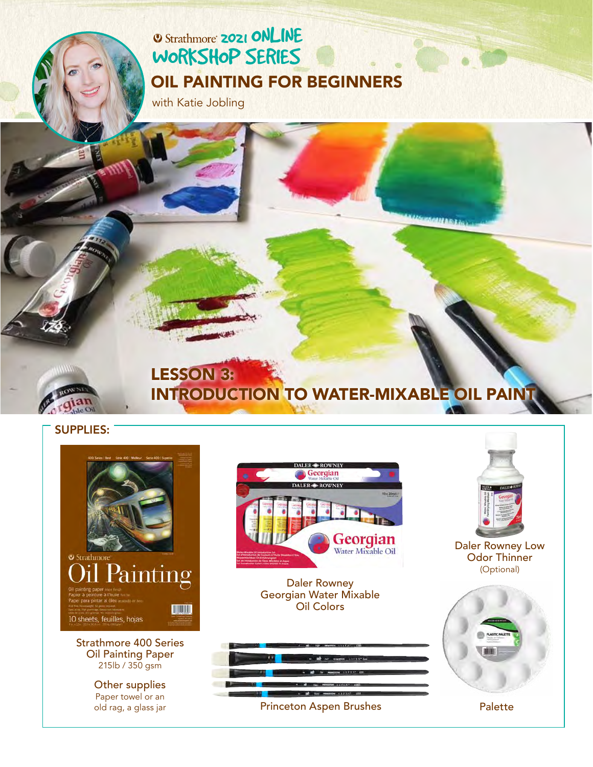Strathmore 2021 ONLINE WORKSHOP SERIES

# OIL PAINTING FOR BEGINNERS

with Katie Jobling

## LESSON 3: INTRODUCTION TO WATER-MIXABLE OIL PAINT

### SUPPLIES:

Strathmore 400 Series Oil Painting Paper
215lb / 350 gsm

Other supplies
Paper towel or an old rag, a glass jar

Daler Rowney Georgian Water Mixable Oil Colors

Princeton Aspen Brushes

Daler Rowney Low Odor Thinner
(Optional)

Palette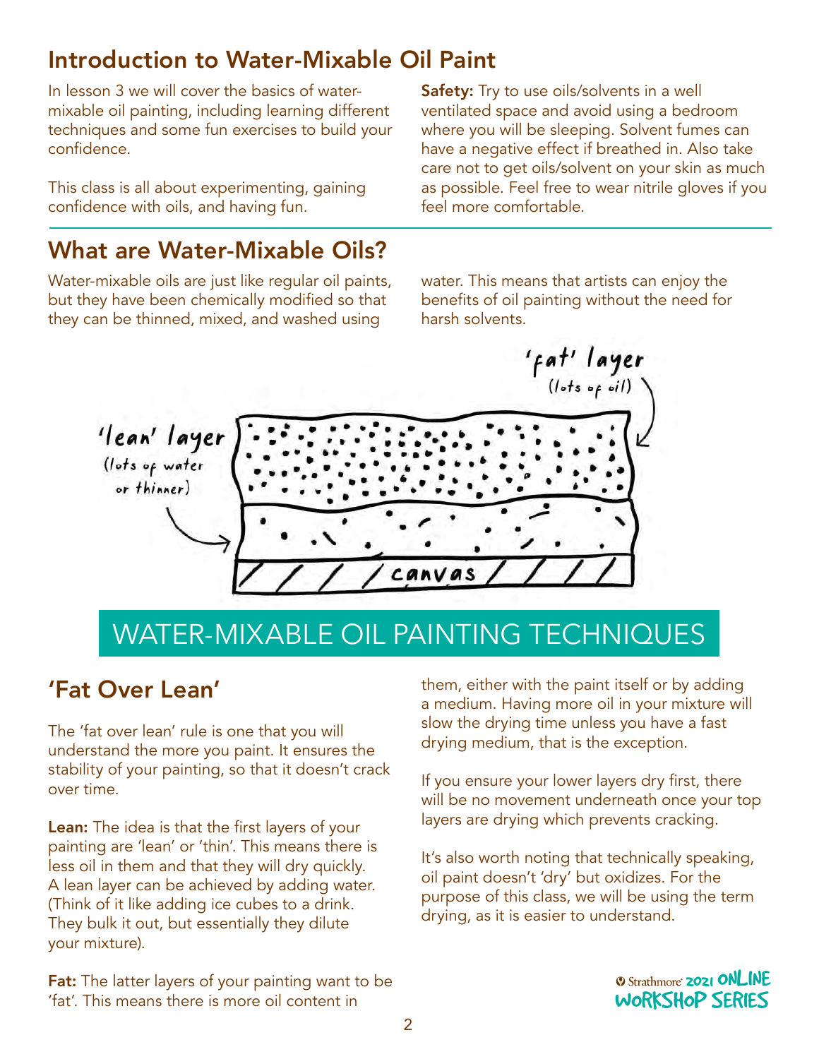## Introduction to Water-Mixable Oil Paint

In lesson 3 we will cover the basics of water-mixable oil painting, including learning different techniques and some fun exercises to build your confidence.

This class is all about experimenting, gaining confidence with oils, and having fun.

**Safety:** Try to use oils/solvents in a well ventilated space and avoid using a bedroom where you will be sleeping. Solvent fumes can have a negative effect if breathed in. Also take care not to get oils/solvent on your skin as much as possible. Feel free to wear nitrile gloves if you feel more comfortable.

## What are Water-Mixable Oils?

Water-mixable oils are just like regular oil paints, but they have been chemically modified so that they can be thinned, mixed, and washed using water. This means that artists can enjoy the benefits of oil painting without the need for harsh solvents.

'fat' layer (lots of oil)

'lean' layer (lots of water or thinner)

canvas

# WATER-MIXABLE OIL PAINTING TECHNIQUES

## 'Fat Over Lean'

The 'fat over lean' rule is one that you will understand the more you paint. It ensures the stability of your painting, so that it doesn't crack over time.

**Lean:** The idea is that the first layers of your painting are 'lean' or 'thin'. This means there is less oil in them and that they will dry quickly. A lean layer can be achieved by adding water. (Think of it like adding ice cubes to a drink. They bulk it out, but essentially they dilute your mixture).

**Fat:** The latter layers of your painting want to be 'fat'. This means there is more oil content in them, either with the paint itself or by adding a medium. Having more oil in your mixture will slow the drying time unless you have a fast drying medium, that is the exception.

If you ensure your lower layers dry first, there will be no movement underneath once your top layers are drying which prevents cracking.

It's also worth noting that technically speaking, oil paint doesn't 'dry' but oxidizes. For the purpose of this class, we will be using the term drying, as it is easier to understand.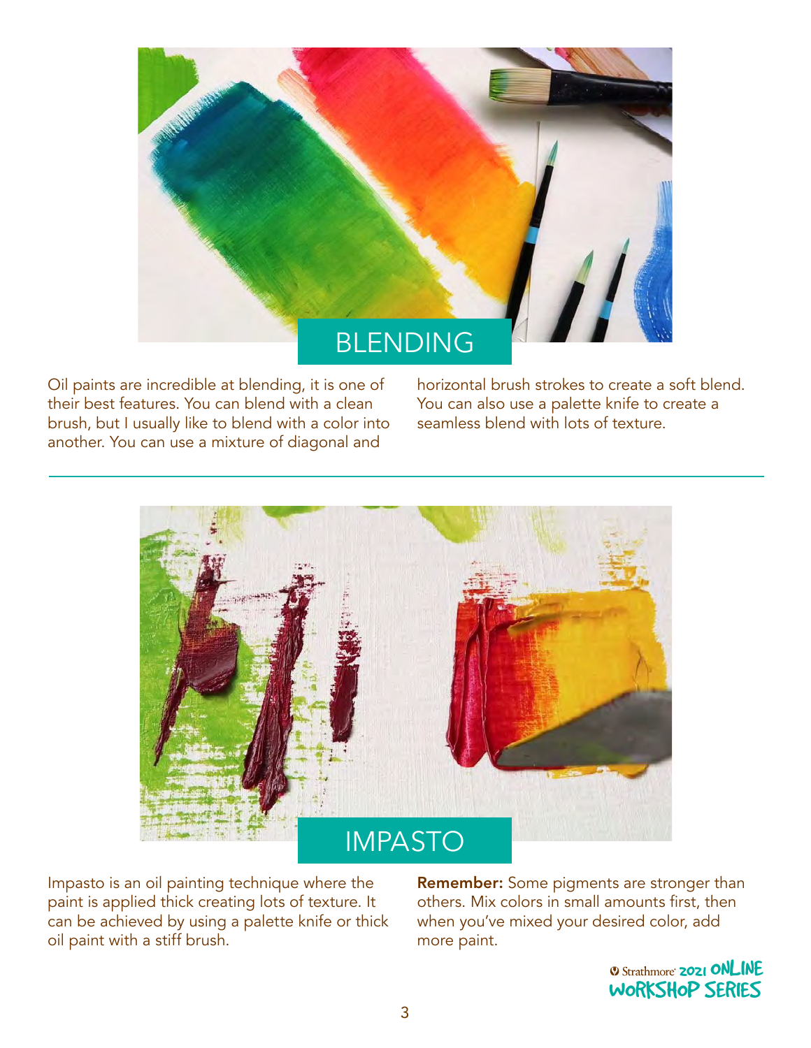## BLENDING

Oil paints are incredible at blending, it is one of their best features. You can blend with a clean brush, but I usually like to blend with a color into another. You can use a mixture of diagonal and horizontal brush strokes to create a soft blend. You can also use a palette knife to create a seamless blend with lots of texture.

## IMPASTO

Impasto is an oil painting technique where the paint is applied thick creating lots of texture. It can be achieved by using a palette knife or thick oil paint with a stiff brush.

**Remember:** Some pigments are stronger than others. Mix colors in small amounts first, then when you've mixed your desired color, add more paint.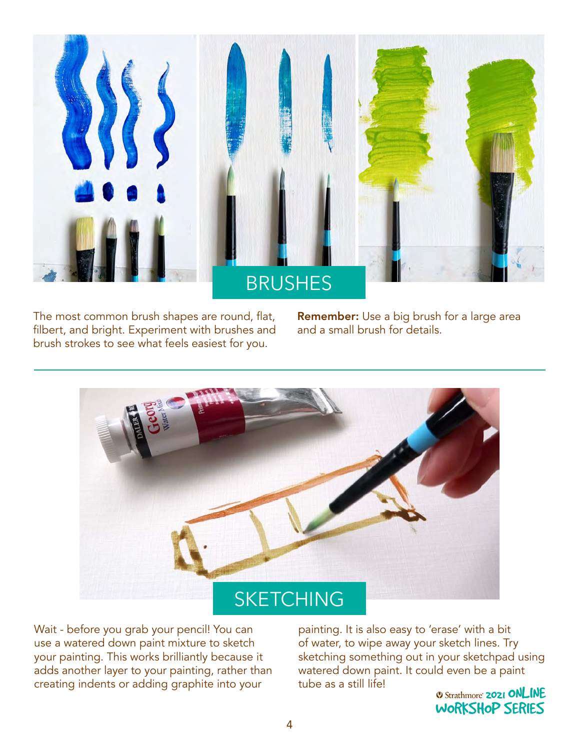## BRUSHES

The most common brush shapes are round, flat, filbert, and bright. Experiment with brushes and brush strokes to see what feels easiest for you.

**Remember:** Use a big brush for a large area and a small brush for details.

## SKETCHING

Wait - before you grab your pencil! You can use a watered down paint mixture to sketch your painting. This works brilliantly because it adds another layer to your painting, rather than creating indents or adding graphite into your painting. It is also easy to 'erase' with a bit of water, to wipe away your sketch lines. Try sketching something out in your sketchpad using watered down paint. It could even be a paint tube as a still life!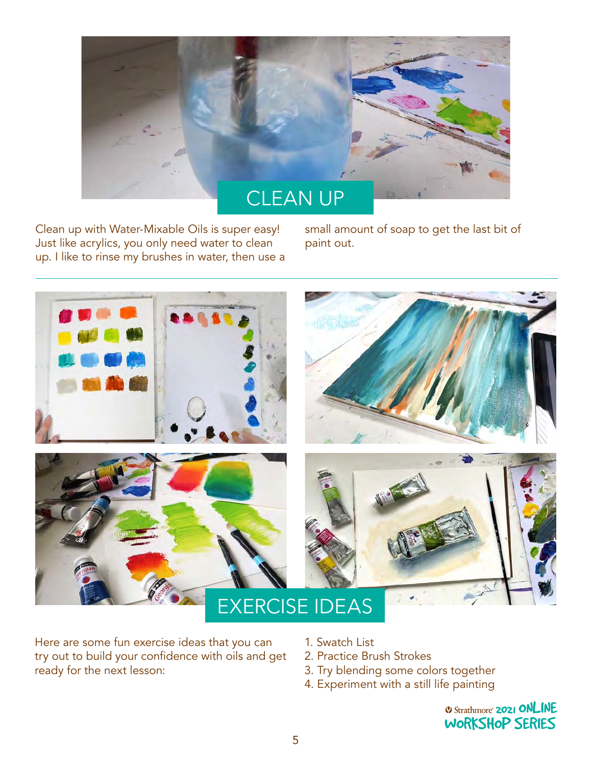## CLEAN UP

Clean up with Water-Mixable Oils is super easy! Just like acrylics, you only need water to clean up. I like to rinse my brushes in water, then use a small amount of soap to get the last bit of paint out.

## EXERCISE IDEAS

Here are some fun exercise ideas that you can try out to build your confidence with oils and get ready for the next lesson:

1. Swatch List
2. Practice Brush Strokes
3. Try blending some colors together
4. Experiment with a still life painting